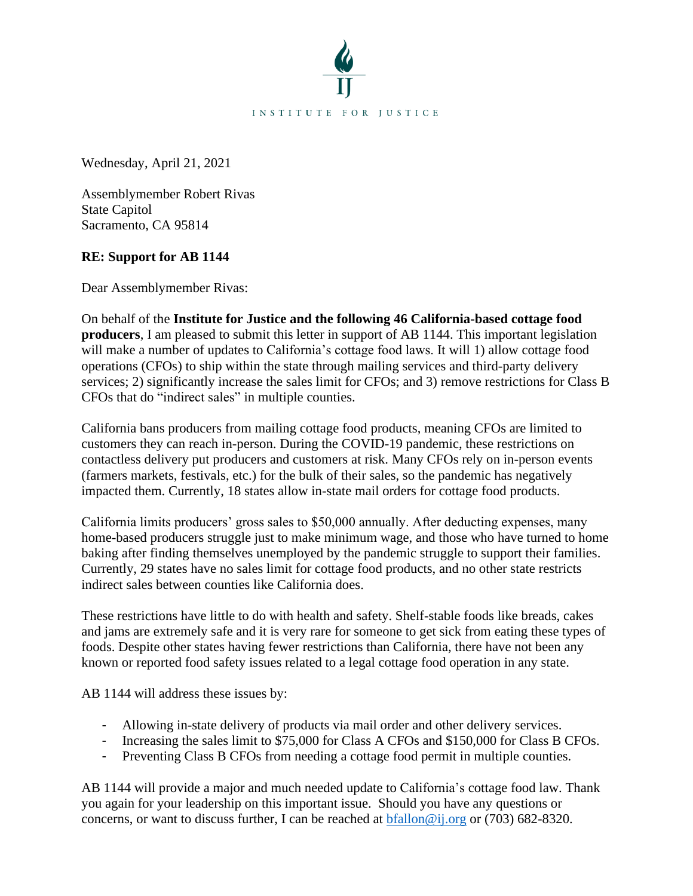INSTITUTE FOR JUSTICE

Wednesday, April 21, 2021

Assemblymember Robert Rivas
State Capitol
Sacramento, CA 95814

**RE: Support for AB 1144**

Dear Assemblymember Rivas:

On behalf of the **Institute for Justice and the following 46 California-based cottage food producers**, I am pleased to submit this letter in support of AB 1144. This important legislation will make a number of updates to California's cottage food laws. It will 1) allow cottage food operations (CFOs) to ship within the state through mailing services and third-party delivery services; 2) significantly increase the sales limit for CFOs; and 3) remove restrictions for Class B CFOs that do "indirect sales" in multiple counties.

California bans producers from mailing cottage food products, meaning CFOs are limited to customers they can reach in-person. During the COVID-19 pandemic, these restrictions on contactless delivery put producers and customers at risk. Many CFOs rely on in-person events (farmers markets, festivals, etc.) for the bulk of their sales, so the pandemic has negatively impacted them. Currently, 18 states allow in-state mail orders for cottage food products.

California limits producers' gross sales to $50,000 annually. After deducting expenses, many home-based producers struggle just to make minimum wage, and those who have turned to home baking after finding themselves unemployed by the pandemic struggle to support their families. Currently, 29 states have no sales limit for cottage food products, and no other state restricts indirect sales between counties like California does.

These restrictions have little to do with health and safety. Shelf-stable foods like breads, cakes and jams are extremely safe and it is very rare for someone to get sick from eating these types of foods. Despite other states having fewer restrictions than California, there have not been any known or reported food safety issues related to a legal cottage food operation in any state.

AB 1144 will address these issues by:

- Allowing in-state delivery of products via mail order and other delivery services.
- Increasing the sales limit to $75,000 for Class A CFOs and $150,000 for Class B CFOs.
- Preventing Class B CFOs from needing a cottage food permit in multiple counties.

AB 1144 will provide a major and much needed update to California's cottage food law. Thank you again for your leadership on this important issue. Should you have any questions or concerns, or want to discuss further, I can be reached at bfallon@ij.org or (703) 682-8320.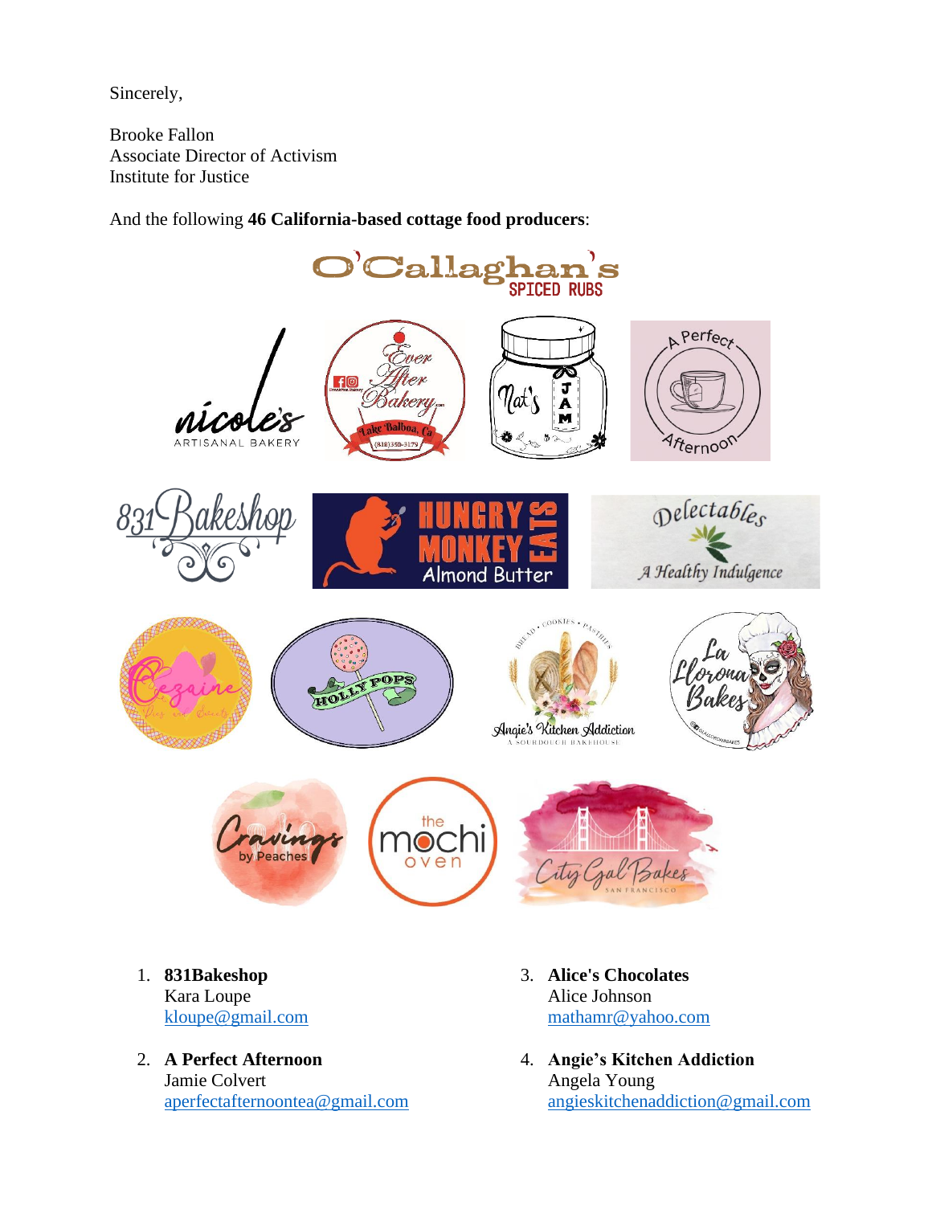Sincerely,

Brooke Fallon
Associate Director of Activism
Institute for Justice

And the following **46 California-based cottage food producers**:

1. **831Bakeshop**
   Kara Loupe
   kloupe@gmail.com

2. **A Perfect Afternoon**
   Jamie Colvert
   aperfectafternoontea@gmail.com

3. **Alice's Chocolates**
   Alice Johnson
   mathamr@yahoo.com

4. **Angie's Kitchen Addiction**
   Angela Young
   angieskitchenaddiction@gmail.com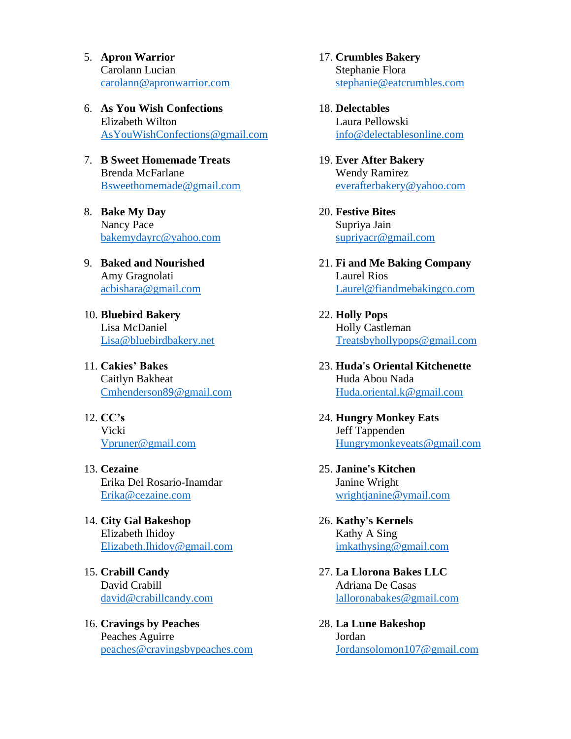5. **Apron Warrior**
   Carolann Lucian
   carolann@apronwarrior.com

6. **As You Wish Confections**
   Elizabeth Wilton
   AsYouWishConfections@gmail.com

7. **B Sweet Homemade Treats**
   Brenda McFarlane
   Bsweethomemade@gmail.com

8. **Bake My Day**
   Nancy Pace
   bakemydayrc@yahoo.com

9. **Baked and Nourished**
   Amy Gragnolati
   acbishara@gmail.com

10. **Bluebird Bakery**
    Lisa McDaniel
    Lisa@bluebirdbakery.net

11. **Cakies' Bakes**
    Caitlyn Bakheat
    Cmhenderson89@gmail.com

12. **CC's**
    Vicki
    Vpruner@gmail.com

13. **Cezaine**
    Erika Del Rosario-Inamdar
    Erika@cezaine.com

14. **City Gal Bakeshop**
    Elizabeth Ihidoy
    Elizabeth.Ihidoy@gmail.com

15. **Crabill Candy**
    David Crabill
    david@crabillcandy.com

16. **Cravings by Peaches**
    Peaches Aguirre
    peaches@cravingsbypeaches.com

17. **Crumbles Bakery**
    Stephanie Flora
    stephanie@eatcrumbles.com

18. **Delectables**
    Laura Pellowski
    info@delectablesonline.com

19. **Ever After Bakery**
    Wendy Ramirez
    everafterbakery@yahoo.com

20. **Festive Bites**
    Supriya Jain
    supriyacr@gmail.com

21. **Fi and Me Baking Company**
    Laurel Rios
    Laurel@fiandmebakingco.com

22. **Holly Pops**
    Holly Castleman
    Treatsbyhollypops@gmail.com

23. **Huda's Oriental Kitchenette**
    Huda Abou Nada
    Huda.oriental.k@gmail.com

24. **Hungry Monkey Eats**
    Jeff Tappenden
    Hungrymonkeyeats@gmail.com

25. **Janine's Kitchen**
    Janine Wright
    wrightjanine@ymail.com

26. **Kathy's Kernels**
    Kathy A Sing
    imkathysing@gmail.com

27. **La Llorona Bakes LLC**
    Adriana De Casas
    lalloronabakes@gmail.com

28. **La Lune Bakeshop**
    Jordan
    Jordansolomon107@gmail.com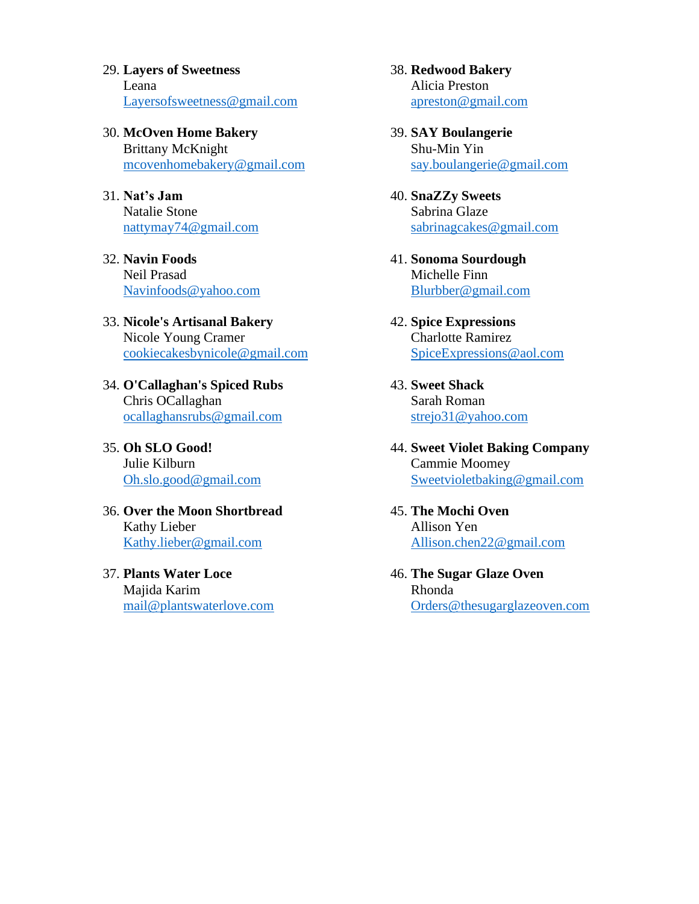29. **Layers of Sweetness**
    Leana
    Layersofsweetness@gmail.com

30. **McOven Home Bakery**
    Brittany McKnight
    mcovenhomebakery@gmail.com

31. **Nat's Jam**
    Natalie Stone
    nattymay74@gmail.com

32. **Navin Foods**
    Neil Prasad
    Navinfoods@yahoo.com

33. **Nicole's Artisanal Bakery**
    Nicole Young Cramer
    cookiecakesbynicole@gmail.com

34. **O'Callaghan's Spiced Rubs**
    Chris OCallaghan
    ocallaghansrubs@gmail.com

35. **Oh SLO Good!**
    Julie Kilburn
    Oh.slo.good@gmail.com

36. **Over the Moon Shortbread**
    Kathy Lieber
    Kathy.lieber@gmail.com

37. **Plants Water Loce**
    Majida Karim
    mail@plantswaterlove.com

38. **Redwood Bakery**
    Alicia Preston
    apreston@gmail.com

39. **SAY Boulangerie**
    Shu-Min Yin
    say.boulangerie@gmail.com

40. **SnaZZy Sweets**
    Sabrina Glaze
    sabrinagcakes@gmail.com

41. **Sonoma Sourdough**
    Michelle Finn
    Blurbber@gmail.com

42. **Spice Expressions**
    Charlotte Ramirez
    SpiceExpressions@aol.com

43. **Sweet Shack**
    Sarah Roman
    strejo31@yahoo.com

44. **Sweet Violet Baking Company**
    Cammie Moomey
    Sweetvioletbaking@gmail.com

45. **The Mochi Oven**
    Allison Yen
    Allison.chen22@gmail.com

46. **The Sugar Glaze Oven**
    Rhonda
    Orders@thesugarglazeoven.com